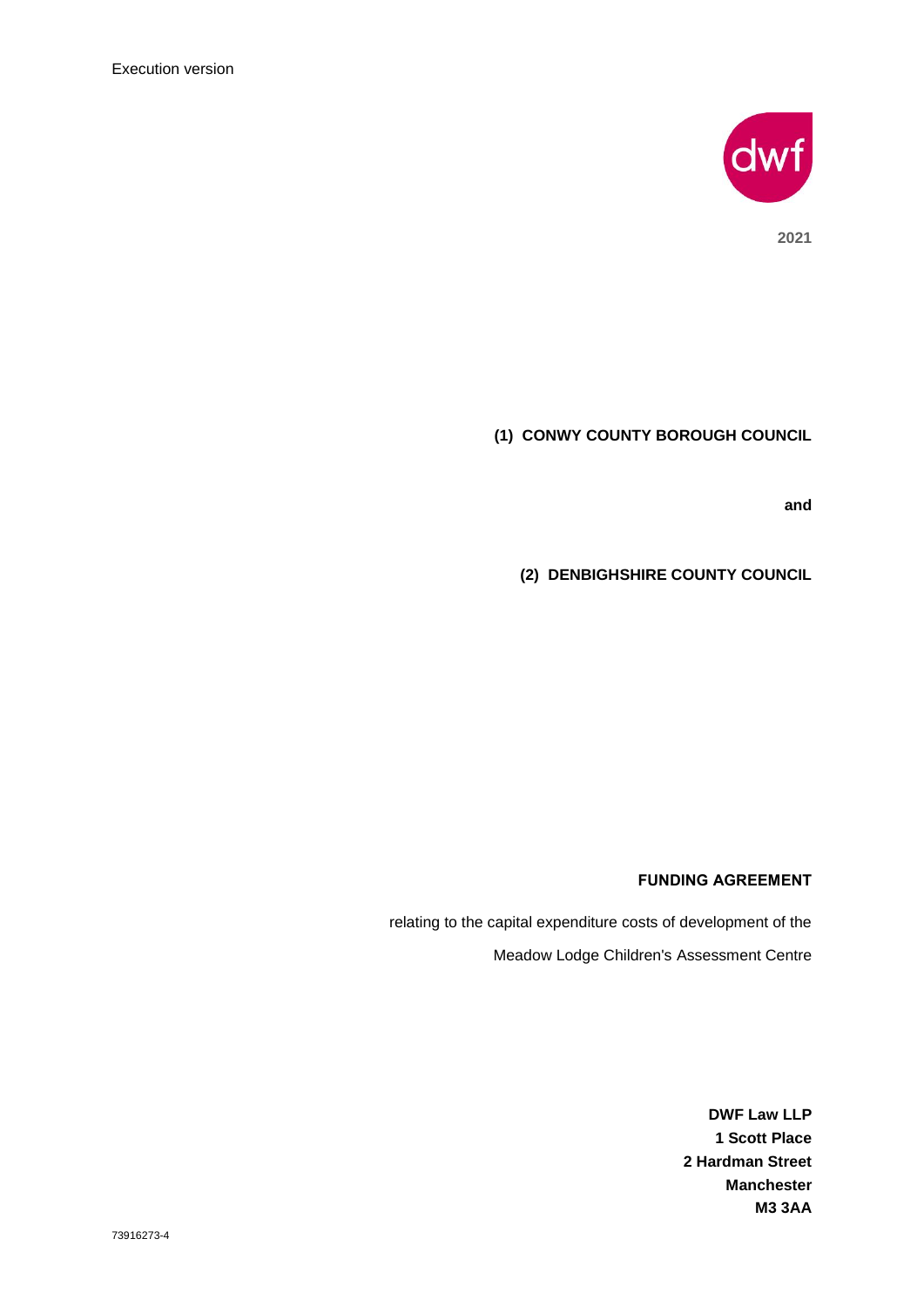Execution version

2021

**(1) CONWY COUNTY BOROUGH COUNCIL**

**and**

**(2) DENBIGHSHIRE COUNTY COUNCIL**

**FUNDING AGREEMENT**

relating to the capital expenditure costs of development of the

Meadow Lodge Children's Assessment Centre

**DWF Law LLP**
**1 Scott Place**
**2 Hardman Street**
**Manchester**
**M3 3AA**

73916273-4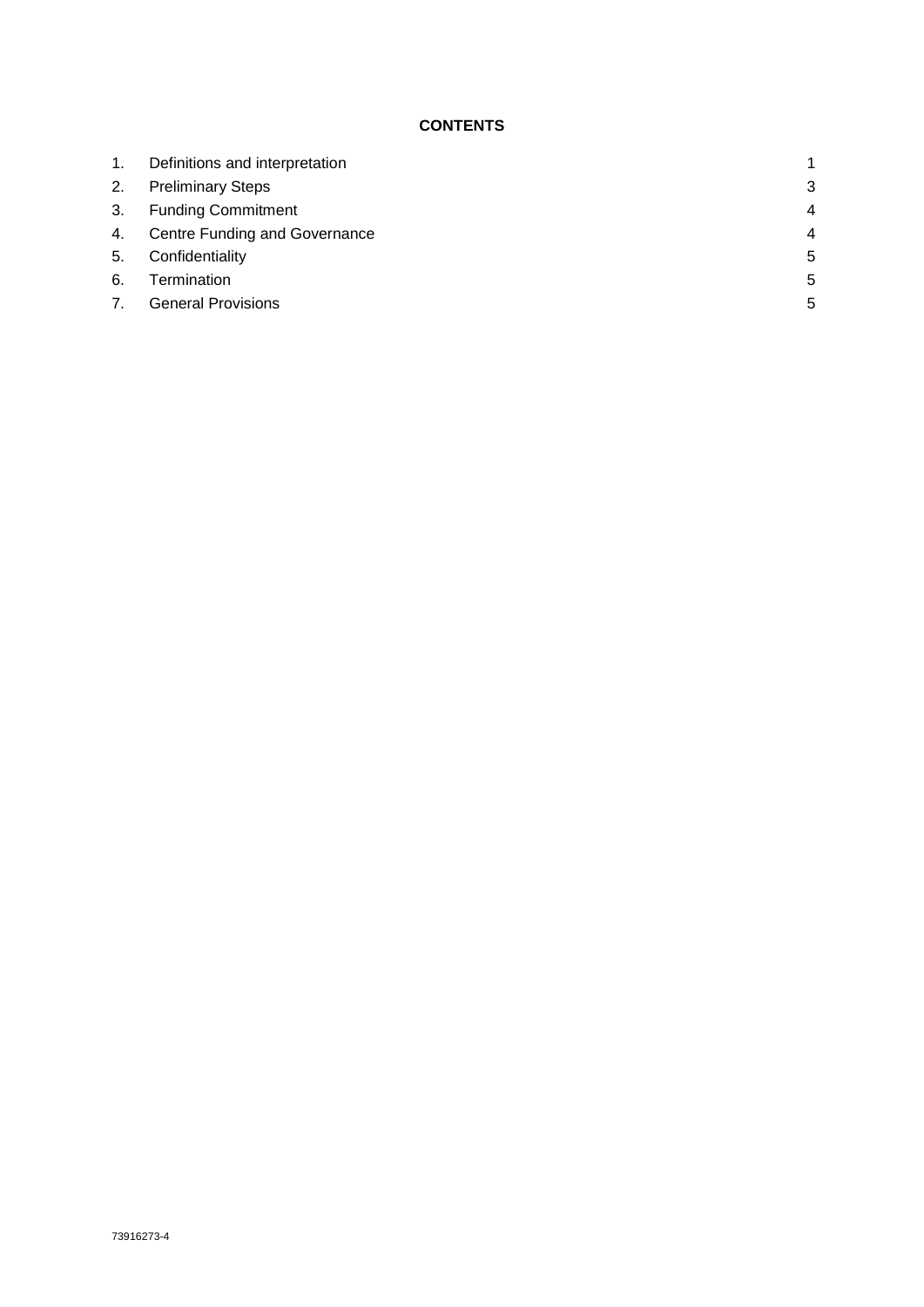**CONTENTS**

| | | |
|---|---|---|
| 1. | Definitions and interpretation | 1 |
| 2. | Preliminary Steps | 3 |
| 3. | Funding Commitment | 4 |
| 4. | Centre Funding and Governance | 4 |
| 5. | Confidentiality | 5 |
| 6. | Termination | 5 |
| 7. | General Provisions | 5 |

73916273-4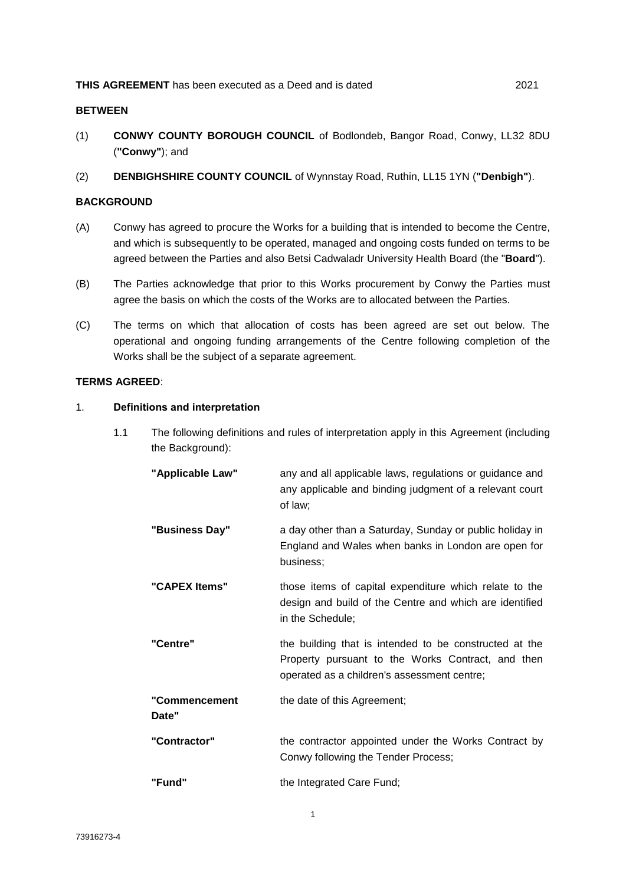**THIS AGREEMENT** has been executed as a Deed and is dated 2021

**BETWEEN**

(1) **CONWY COUNTY BOROUGH COUNCIL** of Bodlondeb, Bangor Road, Conwy, LL32 8DU (**"Conwy"**); and

(2) **DENBIGHSHIRE COUNTY COUNCIL** of Wynnstay Road, Ruthin, LL15 1YN (**"Denbigh"**).

**BACKGROUND**

(A) Conwy has agreed to procure the Works for a building that is intended to become the Centre, and which is subsequently to be operated, managed and ongoing costs funded on terms to be agreed between the Parties and also Betsi Cadwaladr University Health Board (the "**Board**").

(B) The Parties acknowledge that prior to this Works procurement by Conwy the Parties must agree the basis on which the costs of the Works are to allocated between the Parties.

(C) The terms on which that allocation of costs has been agreed are set out below. The operational and ongoing funding arrangements of the Centre following completion of the Works shall be the subject of a separate agreement.

**TERMS AGREED**:

1. **Definitions and interpretation**

   1.1 The following definitions and rules of interpretation apply in this Agreement (including the Background):

| | |
|---|---|
| **"Applicable Law"** | any and all applicable laws, regulations or guidance and any applicable and binding judgment of a relevant court of law; |
| **"Business Day"** | a day other than a Saturday, Sunday or public holiday in England and Wales when banks in London are open for business; |
| **"CAPEX Items"** | those items of capital expenditure which relate to the design and build of the Centre and which are identified in the Schedule; |
| **"Centre"** | the building that is intended to be constructed at the Property pursuant to the Works Contract, and then operated as a children's assessment centre; |
| **"Commencement Date"** | the date of this Agreement; |
| **"Contractor"** | the contractor appointed under the Works Contract by Conwy following the Tender Process; |
| **"Fund"** | the Integrated Care Fund; |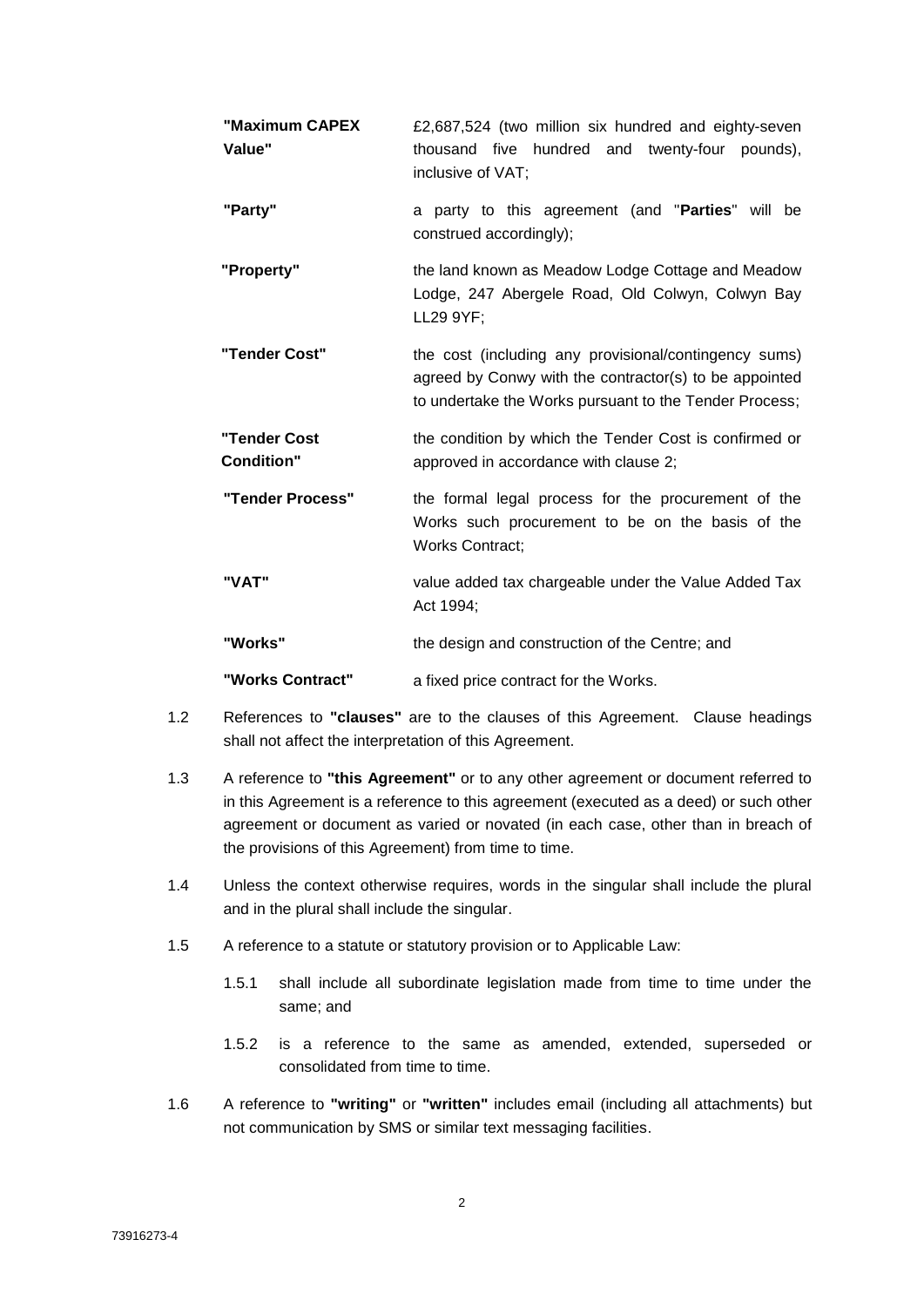| | |
|---|---|
| **"Maximum CAPEX Value"** | £2,687,524 (two million six hundred and eighty-seven thousand five hundred and twenty-four pounds), inclusive of VAT; |
| **"Party"** | a party to this agreement (and "**Parties**" will be construed accordingly); |
| **"Property"** | the land known as Meadow Lodge Cottage and Meadow Lodge, 247 Abergele Road, Old Colwyn, Colwyn Bay LL29 9YF; |
| **"Tender Cost"** | the cost (including any provisional/contingency sums) agreed by Conwy with the contractor(s) to be appointed to undertake the Works pursuant to the Tender Process; |
| **"Tender Cost Condition"** | the condition by which the Tender Cost is confirmed or approved in accordance with clause 2; |
| **"Tender Process"** | the formal legal process for the procurement of the Works such procurement to be on the basis of the Works Contract; |
| **"VAT"** | value added tax chargeable under the Value Added Tax Act 1994; |
| **"Works"** | the design and construction of the Centre; and |
| **"Works Contract"** | a fixed price contract for the Works. |

1.2 References to **"clauses"** are to the clauses of this Agreement. Clause headings shall not affect the interpretation of this Agreement.

1.3 A reference to **"this Agreement"** or to any other agreement or document referred to in this Agreement is a reference to this agreement (executed as a deed) or such other agreement or document as varied or novated (in each case, other than in breach of the provisions of this Agreement) from time to time.

1.4 Unless the context otherwise requires, words in the singular shall include the plural and in the plural shall include the singular.

1.5 A reference to a statute or statutory provision or to Applicable Law:

1.5.1 shall include all subordinate legislation made from time to time under the same; and

1.5.2 is a reference to the same as amended, extended, superseded or consolidated from time to time.

1.6 A reference to **"writing"** or **"written"** includes email (including all attachments) but not communication by SMS or similar text messaging facilities.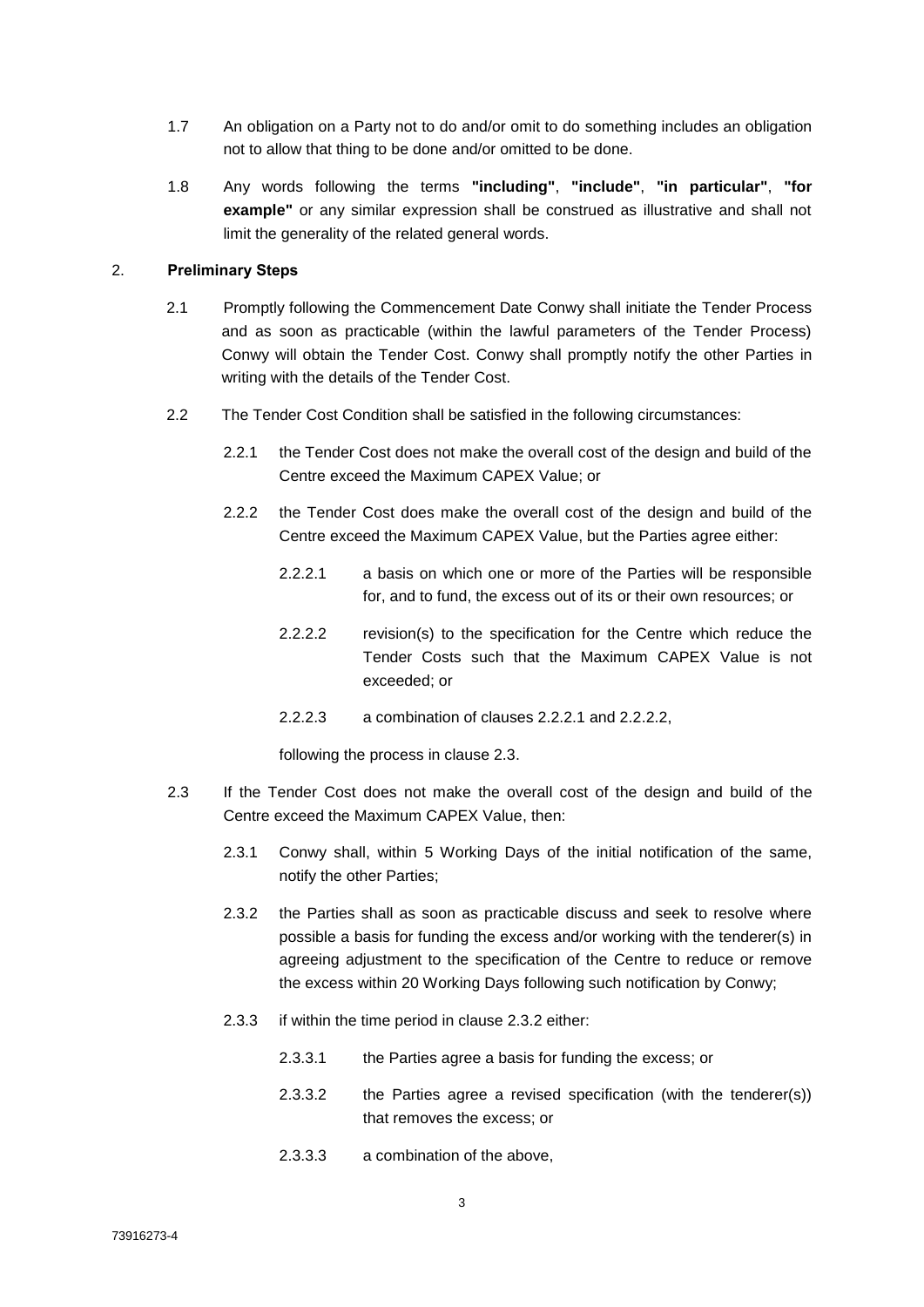1.7 An obligation on a Party not to do and/or omit to do something includes an obligation not to allow that thing to be done and/or omitted to be done.

1.8 Any words following the terms **"including"**, **"include"**, **"in particular"**, **"for example"** or any similar expression shall be construed as illustrative and shall not limit the generality of the related general words.

2. **Preliminary Steps**

2.1 Promptly following the Commencement Date Conwy shall initiate the Tender Process and as soon as practicable (within the lawful parameters of the Tender Process) Conwy will obtain the Tender Cost. Conwy shall promptly notify the other Parties in writing with the details of the Tender Cost.

2.2 The Tender Cost Condition shall be satisfied in the following circumstances:

2.2.1 the Tender Cost does not make the overall cost of the design and build of the Centre exceed the Maximum CAPEX Value; or

2.2.2 the Tender Cost does make the overall cost of the design and build of the Centre exceed the Maximum CAPEX Value, but the Parties agree either:

2.2.2.1 a basis on which one or more of the Parties will be responsible for, and to fund, the excess out of its or their own resources; or

2.2.2.2 revision(s) to the specification for the Centre which reduce the Tender Costs such that the Maximum CAPEX Value is not exceeded; or

2.2.2.3 a combination of clauses 2.2.2.1 and 2.2.2.2,

following the process in clause 2.3.

2.3 If the Tender Cost does not make the overall cost of the design and build of the Centre exceed the Maximum CAPEX Value, then:

2.3.1 Conwy shall, within 5 Working Days of the initial notification of the same, notify the other Parties;

2.3.2 the Parties shall as soon as practicable discuss and seek to resolve where possible a basis for funding the excess and/or working with the tenderer(s) in agreeing adjustment to the specification of the Centre to reduce or remove the excess within 20 Working Days following such notification by Conwy;

2.3.3 if within the time period in clause 2.3.2 either:

2.3.3.1 the Parties agree a basis for funding the excess; or

2.3.3.2 the Parties agree a revised specification (with the tenderer(s)) that removes the excess; or

2.3.3.3 a combination of the above,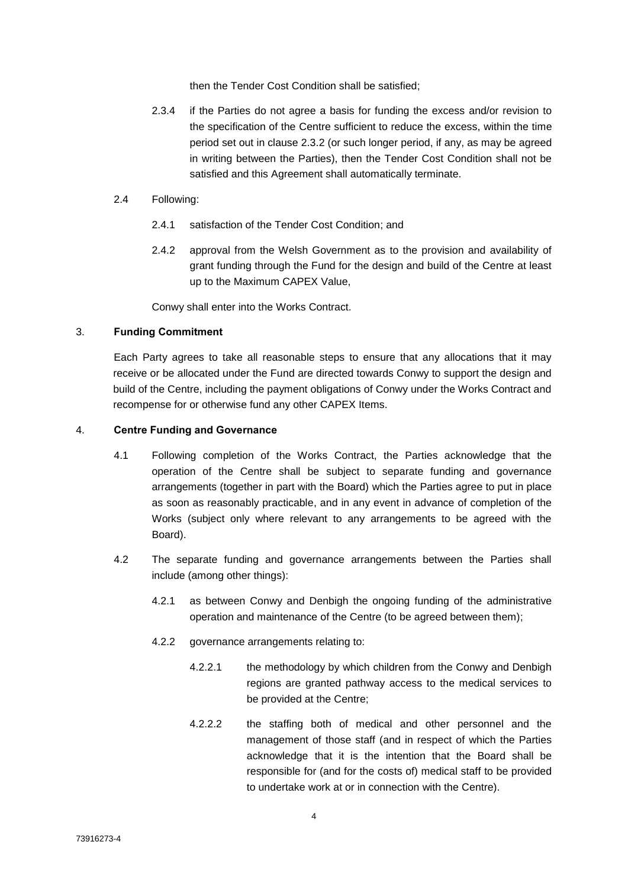then the Tender Cost Condition shall be satisfied;

2.3.4 if the Parties do not agree a basis for funding the excess and/or revision to the specification of the Centre sufficient to reduce the excess, within the time period set out in clause 2.3.2 (or such longer period, if any, as may be agreed in writing between the Parties), then the Tender Cost Condition shall not be satisfied and this Agreement shall automatically terminate.

2.4 Following:

2.4.1 satisfaction of the Tender Cost Condition; and

2.4.2 approval from the Welsh Government as to the provision and availability of grant funding through the Fund for the design and build of the Centre at least up to the Maximum CAPEX Value,

Conwy shall enter into the Works Contract.

## 3. Funding Commitment

Each Party agrees to take all reasonable steps to ensure that any allocations that it may receive or be allocated under the Fund are directed towards Conwy to support the design and build of the Centre, including the payment obligations of Conwy under the Works Contract and recompense for or otherwise fund any other CAPEX Items.

## 4. Centre Funding and Governance

4.1 Following completion of the Works Contract, the Parties acknowledge that the operation of the Centre shall be subject to separate funding and governance arrangements (together in part with the Board) which the Parties agree to put in place as soon as reasonably practicable, and in any event in advance of completion of the Works (subject only where relevant to any arrangements to be agreed with the Board).

4.2 The separate funding and governance arrangements between the Parties shall include (among other things):

4.2.1 as between Conwy and Denbigh the ongoing funding of the administrative operation and maintenance of the Centre (to be agreed between them);

4.2.2 governance arrangements relating to:

4.2.2.1 the methodology by which children from the Conwy and Denbigh regions are granted pathway access to the medical services to be provided at the Centre;

4.2.2.2 the staffing both of medical and other personnel and the management of those staff (and in respect of which the Parties acknowledge that it is the intention that the Board shall be responsible for (and for the costs of) medical staff to be provided to undertake work at or in connection with the Centre).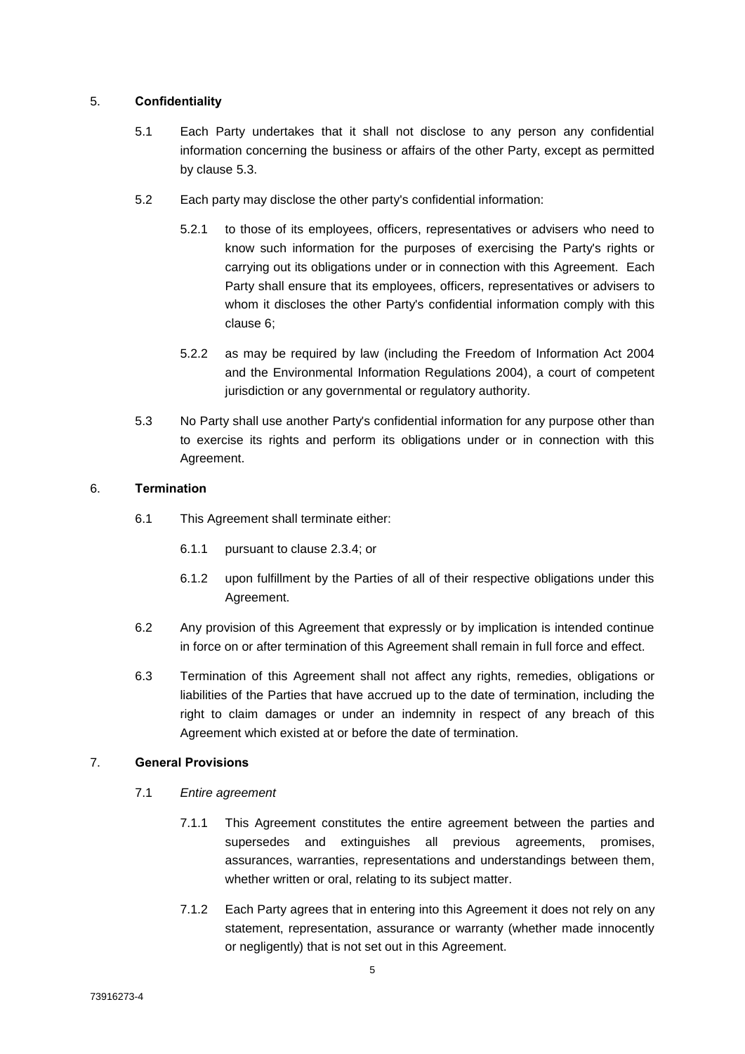## 5. **Confidentiality**

5.1 Each Party undertakes that it shall not disclose to any person any confidential information concerning the business or affairs of the other Party, except as permitted by clause 5.3.

5.2 Each party may disclose the other party's confidential information:

5.2.1 to those of its employees, officers, representatives or advisers who need to know such information for the purposes of exercising the Party's rights or carrying out its obligations under or in connection with this Agreement. Each Party shall ensure that its employees, officers, representatives or advisers to whom it discloses the other Party's confidential information comply with this clause 6;

5.2.2 as may be required by law (including the Freedom of Information Act 2004 and the Environmental Information Regulations 2004), a court of competent jurisdiction or any governmental or regulatory authority.

5.3 No Party shall use another Party's confidential information for any purpose other than to exercise its rights and perform its obligations under or in connection with this Agreement.

## 6. **Termination**

6.1 This Agreement shall terminate either:

6.1.1 pursuant to clause 2.3.4; or

6.1.2 upon fulfillment by the Parties of all of their respective obligations under this Agreement.

6.2 Any provision of this Agreement that expressly or by implication is intended continue in force on or after termination of this Agreement shall remain in full force and effect.

6.3 Termination of this Agreement shall not affect any rights, remedies, obligations or liabilities of the Parties that have accrued up to the date of termination, including the right to claim damages or under an indemnity in respect of any breach of this Agreement which existed at or before the date of termination.

## 7. **General Provisions**

7.1 *Entire agreement*

7.1.1 This Agreement constitutes the entire agreement between the parties and supersedes and extinguishes all previous agreements, promises, assurances, warranties, representations and understandings between them, whether written or oral, relating to its subject matter.

7.1.2 Each Party agrees that in entering into this Agreement it does not rely on any statement, representation, assurance or warranty (whether made innocently or negligently) that is not set out in this Agreement.

73916273-4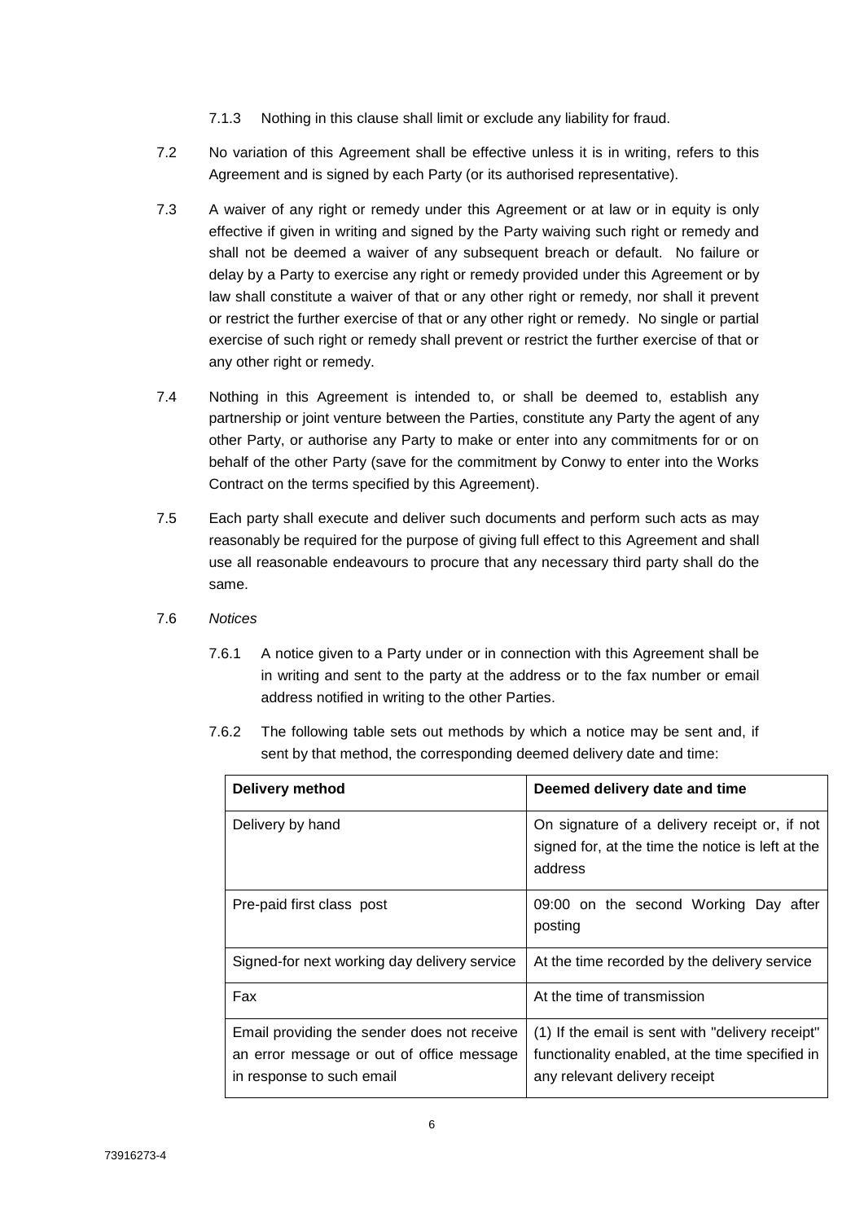7.1.3 Nothing in this clause shall limit or exclude any liability for fraud.

7.2 No variation of this Agreement shall be effective unless it is in writing, refers to this Agreement and is signed by each Party (or its authorised representative).

7.3 A waiver of any right or remedy under this Agreement or at law or in equity is only effective if given in writing and signed by the Party waiving such right or remedy and shall not be deemed a waiver of any subsequent breach or default. No failure or delay by a Party to exercise any right or remedy provided under this Agreement or by law shall constitute a waiver of that or any other right or remedy, nor shall it prevent or restrict the further exercise of that or any other right or remedy. No single or partial exercise of such right or remedy shall prevent or restrict the further exercise of that or any other right or remedy.

7.4 Nothing in this Agreement is intended to, or shall be deemed to, establish any partnership or joint venture between the Parties, constitute any Party the agent of any other Party, or authorise any Party to make or enter into any commitments for or on behalf of the other Party (save for the commitment by Conwy to enter into the Works Contract on the terms specified by this Agreement).

7.5 Each party shall execute and deliver such documents and perform such acts as may reasonably be required for the purpose of giving full effect to this Agreement and shall use all reasonable endeavours to procure that any necessary third party shall do the same.

7.6 *Notices*

7.6.1 A notice given to a Party under or in connection with this Agreement shall be in writing and sent to the party at the address or to the fax number or email address notified in writing to the other Parties.

7.6.2 The following table sets out methods by which a notice may be sent and, if sent by that method, the corresponding deemed delivery date and time:

| **Delivery method** | **Deemed delivery date and time** |
|---|---|
| Delivery by hand | On signature of a delivery receipt or, if not signed for, at the time the notice is left at the address |
| Pre-paid first class post | 09:00 on the second Working Day after posting |
| Signed-for next working day delivery service | At the time recorded by the delivery service |
| Fax | At the time of transmission |
| Email providing the sender does not receive an error message or out of office message in response to such email | (1) If the email is sent with "delivery receipt" functionality enabled, at the time specified in any relevant delivery receipt |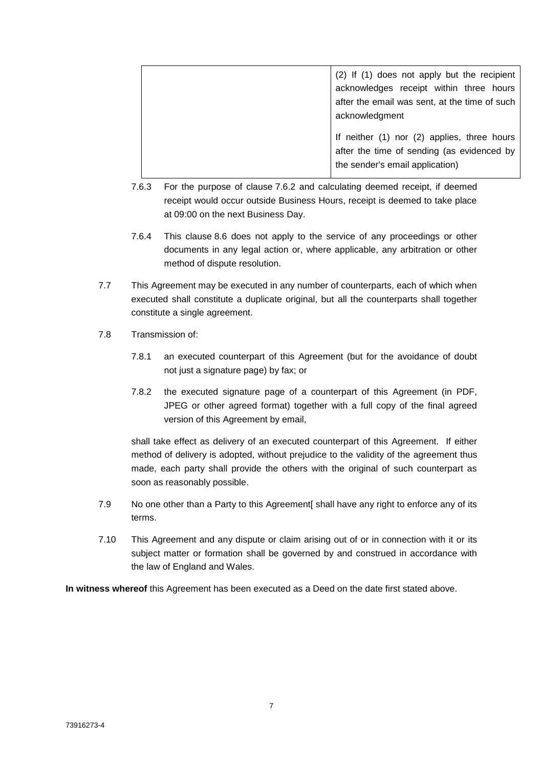| | |
|---|---|
| | (2) If (1) does not apply but the recipient acknowledges receipt within three hours after the email was sent, at the time of such acknowledgment<br><br>If neither (1) nor (2) applies, three hours after the time of sending (as evidenced by the sender's email application) |

7.6.3 For the purpose of clause 7.6.2 and calculating deemed receipt, if deemed receipt would occur outside Business Hours, receipt is deemed to take place at 09:00 on the next Business Day.

7.6.4 This clause 8.6 does not apply to the service of any proceedings or other documents in any legal action or, where applicable, any arbitration or other method of dispute resolution.

7.7 This Agreement may be executed in any number of counterparts, each of which when executed shall constitute a duplicate original, but all the counterparts shall together constitute a single agreement.

7.8 Transmission of:

7.8.1 an executed counterpart of this Agreement (but for the avoidance of doubt not just a signature page) by fax; or

7.8.2 the executed signature page of a counterpart of this Agreement (in PDF, JPEG or other agreed format) together with a full copy of the final agreed version of this Agreement by email,

shall take effect as delivery of an executed counterpart of this Agreement. If either method of delivery is adopted, without prejudice to the validity of the agreement thus made, each party shall provide the others with the original of such counterpart as soon as reasonably possible.

7.9 No one other than a Party to this Agreement[ shall have any right to enforce any of its terms.

7.10 This Agreement and any dispute or claim arising out of or in connection with it or its subject matter or formation shall be governed by and construed in accordance with the law of England and Wales.

**In witness whereof** this Agreement has been executed as a Deed on the date first stated above.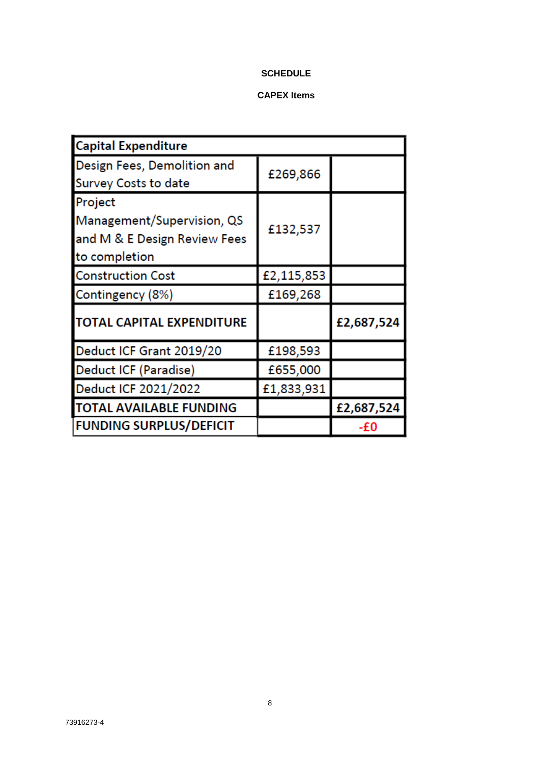**SCHEDULE**

**CAPEX Items**

| Capital Expenditure | | |
|---|---|---|
| Design Fees, Demolition and Survey Costs to date | £269,866 | |
| Project Management/Supervision, QS and M & E Design Review Fees to completion | £132,537 | |
| Construction Cost | £2,115,853 | |
| Contingency (8%) | £169,268 | |
| **TOTAL CAPITAL EXPENDITURE** | | **£2,687,524** |
| Deduct ICF Grant 2019/20 | £198,593 | |
| Deduct ICF (Paradise) | £655,000 | |
| Deduct ICF 2021/2022 | £1,833,931 | |
| **TOTAL AVAILABLE FUNDING** | | **£2,687,524** |
| **FUNDING SURPLUS/DEFICIT** | | **-£0** |

73916273-4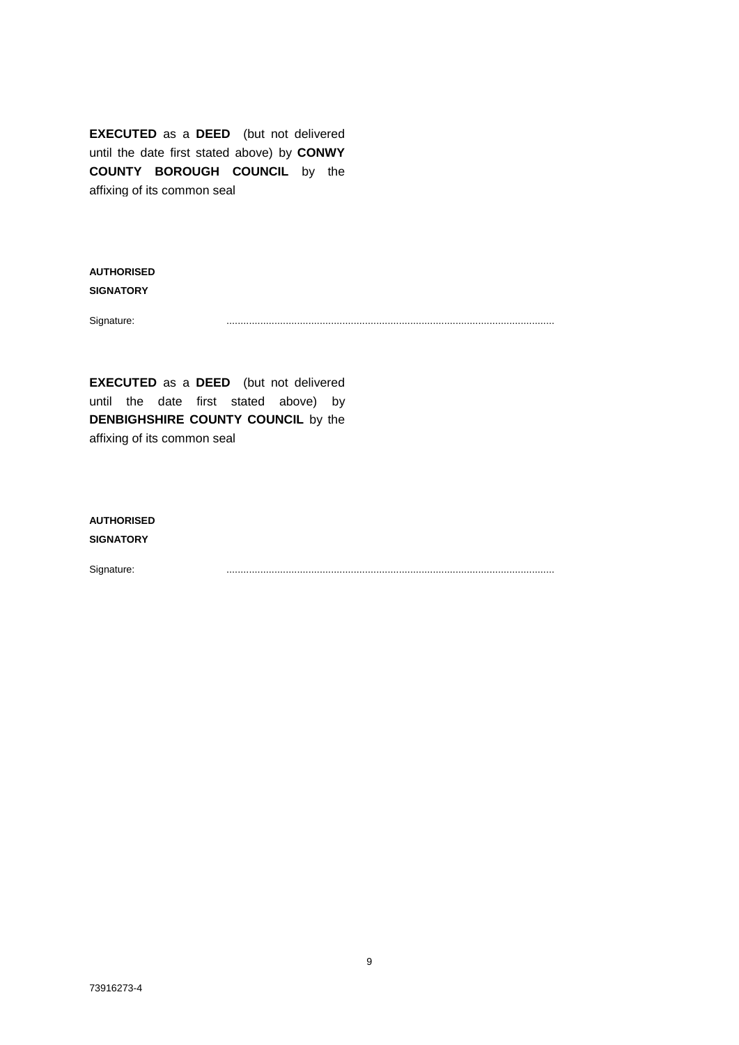**EXECUTED** as a **DEED** (but not delivered until the date first stated above) by **CONWY COUNTY BOROUGH COUNCIL** by the affixing of its common seal

**AUTHORISED SIGNATORY**

Signature: ....................................................................................................................

**EXECUTED** as a **DEED** (but not delivered until the date first stated above) by **DENBIGHSHIRE COUNTY COUNCIL** by the affixing of its common seal

**AUTHORISED SIGNATORY**

Signature: ....................................................................................................................

73916273-4